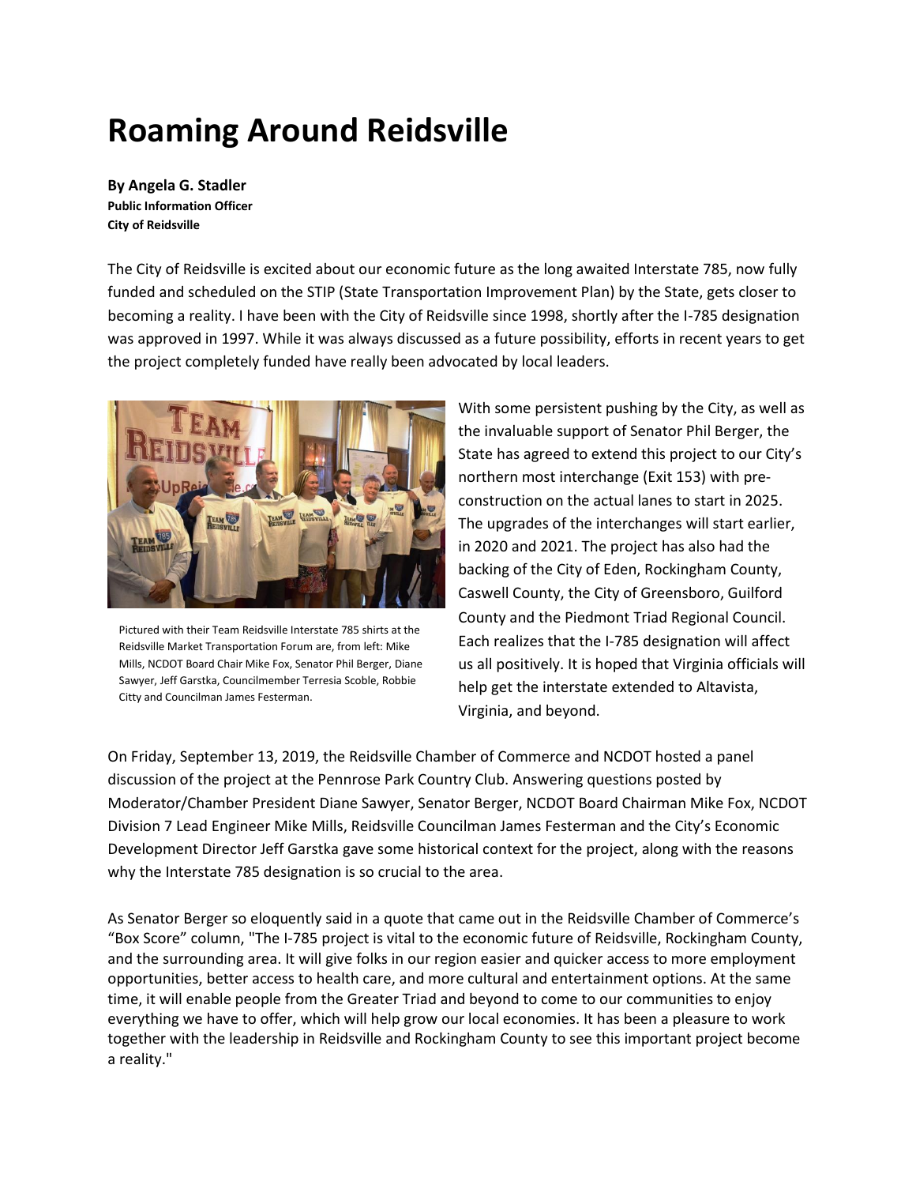# Roaming Around Reidsville

**By Angela G. Stadler**
**Public Information Officer**
**City of Reidsville**

The City of Reidsville is excited about our economic future as the long awaited Interstate 785, now fully funded and scheduled on the STIP (State Transportation Improvement Plan) by the State, gets closer to becoming a reality. I have been with the City of Reidsville since 1998, shortly after the I-785 designation was approved in 1997. While it was always discussed as a future possibility, efforts in recent years to get the project completely funded have really been advocated by local leaders.

Pictured with their Team Reidsville Interstate 785 shirts at the Reidsville Market Transportation Forum are, from left: Mike Mills, NCDOT Board Chair Mike Fox, Senator Phil Berger, Diane Sawyer, Jeff Garstka, Councilmember Terresia Scoble, Robbie Citty and Councilman James Festerman.

With some persistent pushing by the City, as well as the invaluable support of Senator Phil Berger, the State has agreed to extend this project to our City's northern most interchange (Exit 153) with pre-construction on the actual lanes to start in 2025. The upgrades of the interchanges will start earlier, in 2020 and 2021. The project has also had the backing of the City of Eden, Rockingham County, Caswell County, the City of Greensboro, Guilford County and the Piedmont Triad Regional Council. Each realizes that the I-785 designation will affect us all positively. It is hoped that Virginia officials will help get the interstate extended to Altavista, Virginia, and beyond.

On Friday, September 13, 2019, the Reidsville Chamber of Commerce and NCDOT hosted a panel discussion of the project at the Pennrose Park Country Club. Answering questions posted by Moderator/Chamber President Diane Sawyer, Senator Berger, NCDOT Board Chairman Mike Fox, NCDOT Division 7 Lead Engineer Mike Mills, Reidsville Councilman James Festerman and the City's Economic Development Director Jeff Garstka gave some historical context for the project, along with the reasons why the Interstate 785 designation is so crucial to the area.

As Senator Berger so eloquently said in a quote that came out in the Reidsville Chamber of Commerce's "Box Score" column, "The I-785 project is vital to the economic future of Reidsville, Rockingham County, and the surrounding area. It will give folks in our region easier and quicker access to more employment opportunities, better access to health care, and more cultural and entertainment options. At the same time, it will enable people from the Greater Triad and beyond to come to our communities to enjoy everything we have to offer, which will help grow our local economies. It has been a pleasure to work together with the leadership in Reidsville and Rockingham County to see this important project become a reality."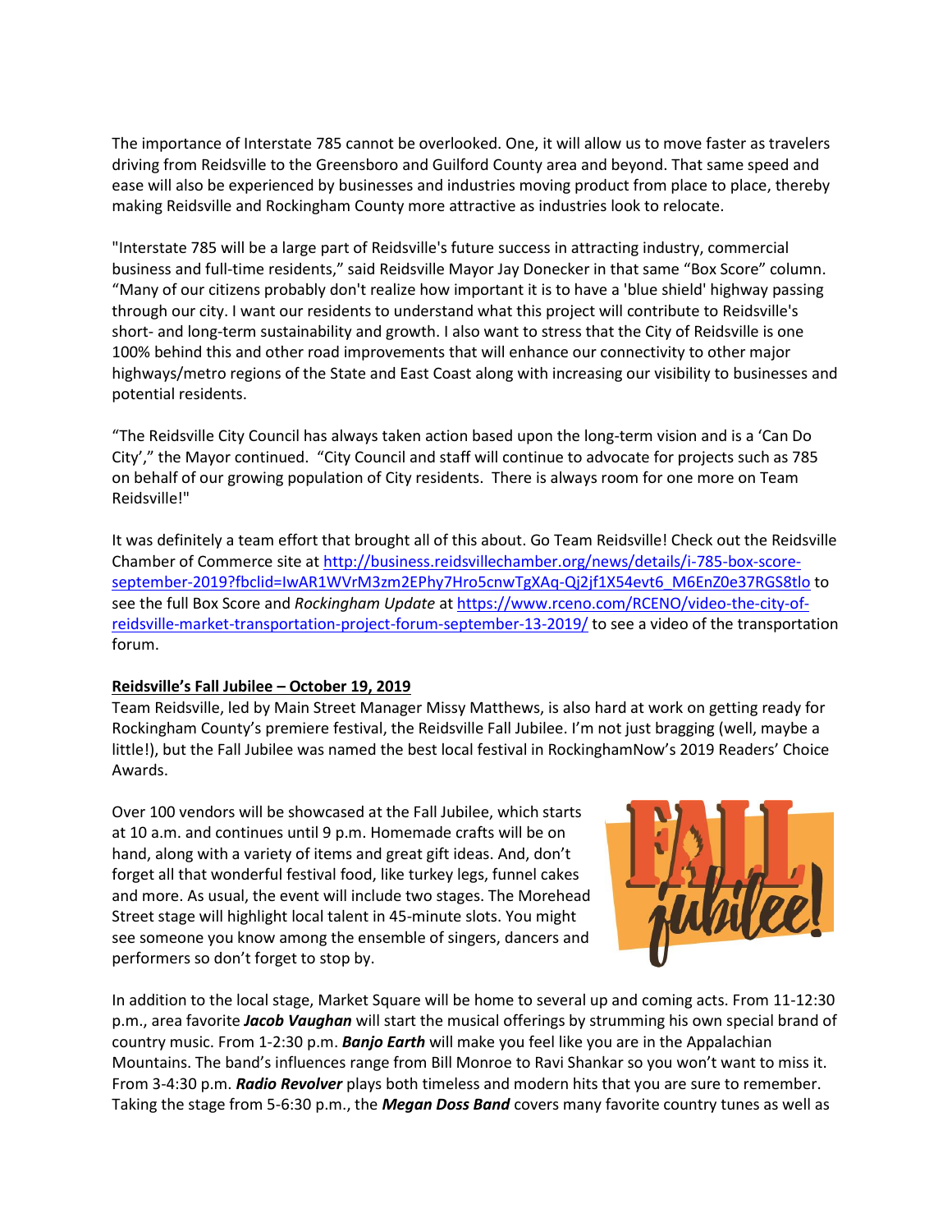The importance of Interstate 785 cannot be overlooked. One, it will allow us to move faster as travelers driving from Reidsville to the Greensboro and Guilford County area and beyond. That same speed and ease will also be experienced by businesses and industries moving product from place to place, thereby making Reidsville and Rockingham County more attractive as industries look to relocate.

"Interstate 785 will be a large part of Reidsville's future success in attracting industry, commercial business and full-time residents," said Reidsville Mayor Jay Donecker in that same "Box Score" column. "Many of our citizens probably don't realize how important it is to have a 'blue shield' highway passing through our city. I want our residents to understand what this project will contribute to Reidsville's short- and long-term sustainability and growth. I also want to stress that the City of Reidsville is one 100% behind this and other road improvements that will enhance our connectivity to other major highways/metro regions of the State and East Coast along with increasing our visibility to businesses and potential residents.

"The Reidsville City Council has always taken action based upon the long-term vision and is a 'Can Do City'," the Mayor continued. "City Council and staff will continue to advocate for projects such as 785 on behalf of our growing population of City residents. There is always room for one more on Team Reidsville!"

It was definitely a team effort that brought all of this about. Go Team Reidsville! Check out the Reidsville Chamber of Commerce site at http://business.reidsvillechamber.org/news/details/i-785-box-score-september-2019?fbclid=IwAR1WVrM3zm2EPhy7Hro5cnwTgXAq-Qj2jf1X54evt6_M6EnZ0e37RGS8tlo to see the full Box Score and *Rockingham Update* at https://www.rceno.com/RCENO/video-the-city-of-reidsville-market-transportation-project-forum-september-13-2019/ to see a video of the transportation forum.

**Reidsville's Fall Jubilee – October 19, 2019**

Team Reidsville, led by Main Street Manager Missy Matthews, is also hard at work on getting ready for Rockingham County's premiere festival, the Reidsville Fall Jubilee. I'm not just bragging (well, maybe a little!), but the Fall Jubilee was named the best local festival in RockinghamNow's 2019 Readers' Choice Awards.

Over 100 vendors will be showcased at the Fall Jubilee, which starts at 10 a.m. and continues until 9 p.m. Homemade crafts will be on hand, along with a variety of items and great gift ideas. And, don't forget all that wonderful festival food, like turkey legs, funnel cakes and more. As usual, the event will include two stages. The Morehead Street stage will highlight local talent in 45-minute slots. You might see someone you know among the ensemble of singers, dancers and performers so don't forget to stop by.

In addition to the local stage, Market Square will be home to several up and coming acts. From 11-12:30 p.m., area favorite ***Jacob Vaughan*** will start the musical offerings by strumming his own special brand of country music. From 1-2:30 p.m. ***Banjo Earth*** will make you feel like you are in the Appalachian Mountains. The band's influences range from Bill Monroe to Ravi Shankar so you won't want to miss it. From 3-4:30 p.m. ***Radio Revolver*** plays both timeless and modern hits that you are sure to remember. Taking the stage from 5-6:30 p.m., the ***Megan Doss Band*** covers many favorite country tunes as well as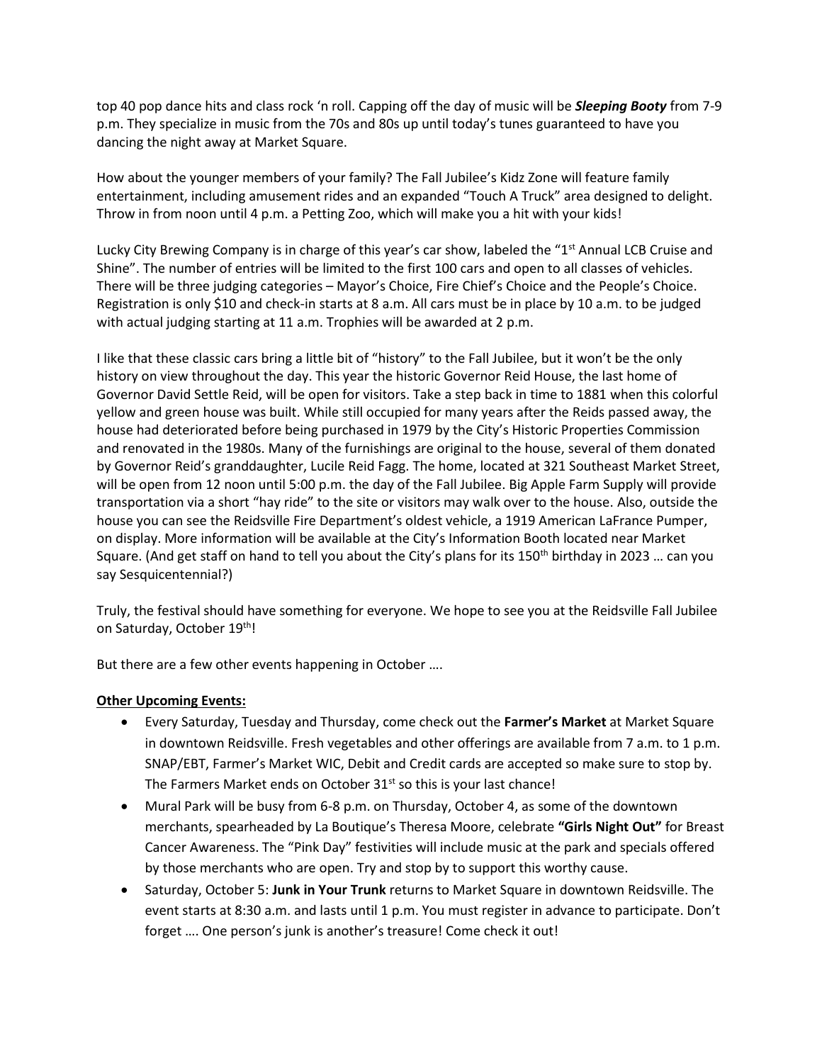top 40 pop dance hits and class rock 'n roll. Capping off the day of music will be ***Sleeping Booty*** from 7-9 p.m. They specialize in music from the 70s and 80s up until today's tunes guaranteed to have you dancing the night away at Market Square.

How about the younger members of your family? The Fall Jubilee's Kidz Zone will feature family entertainment, including amusement rides and an expanded "Touch A Truck" area designed to delight. Throw in from noon until 4 p.m. a Petting Zoo, which will make you a hit with your kids!

Lucky City Brewing Company is in charge of this year's car show, labeled the "1st Annual LCB Cruise and Shine". The number of entries will be limited to the first 100 cars and open to all classes of vehicles. There will be three judging categories – Mayor's Choice, Fire Chief's Choice and the People's Choice. Registration is only $10 and check-in starts at 8 a.m. All cars must be in place by 10 a.m. to be judged with actual judging starting at 11 a.m. Trophies will be awarded at 2 p.m.

I like that these classic cars bring a little bit of "history" to the Fall Jubilee, but it won't be the only history on view throughout the day. This year the historic Governor Reid House, the last home of Governor David Settle Reid, will be open for visitors. Take a step back in time to 1881 when this colorful yellow and green house was built. While still occupied for many years after the Reids passed away, the house had deteriorated before being purchased in 1979 by the City's Historic Properties Commission and renovated in the 1980s. Many of the furnishings are original to the house, several of them donated by Governor Reid's granddaughter, Lucile Reid Fagg. The home, located at 321 Southeast Market Street, will be open from 12 noon until 5:00 p.m. the day of the Fall Jubilee. Big Apple Farm Supply will provide transportation via a short "hay ride" to the site or visitors may walk over to the house. Also, outside the house you can see the Reidsville Fire Department's oldest vehicle, a 1919 American LaFrance Pumper, on display. More information will be available at the City's Information Booth located near Market Square. (And get staff on hand to tell you about the City's plans for its 150th birthday in 2023 … can you say Sesquicentennial?)

Truly, the festival should have something for everyone. We hope to see you at the Reidsville Fall Jubilee on Saturday, October 19th!

But there are a few other events happening in October ….

**Other Upcoming Events:**

- Every Saturday, Tuesday and Thursday, come check out the **Farmer's Market** at Market Square in downtown Reidsville. Fresh vegetables and other offerings are available from 7 a.m. to 1 p.m. SNAP/EBT, Farmer's Market WIC, Debit and Credit cards are accepted so make sure to stop by. The Farmers Market ends on October 31st so this is your last chance!
- Mural Park will be busy from 6-8 p.m. on Thursday, October 4, as some of the downtown merchants, spearheaded by La Boutique's Theresa Moore, celebrate **"Girls Night Out"** for Breast Cancer Awareness. The "Pink Day" festivities will include music at the park and specials offered by those merchants who are open. Try and stop by to support this worthy cause.
- Saturday, October 5: **Junk in Your Trunk** returns to Market Square in downtown Reidsville. The event starts at 8:30 a.m. and lasts until 1 p.m. You must register in advance to participate. Don't forget …. One person's junk is another's treasure! Come check it out!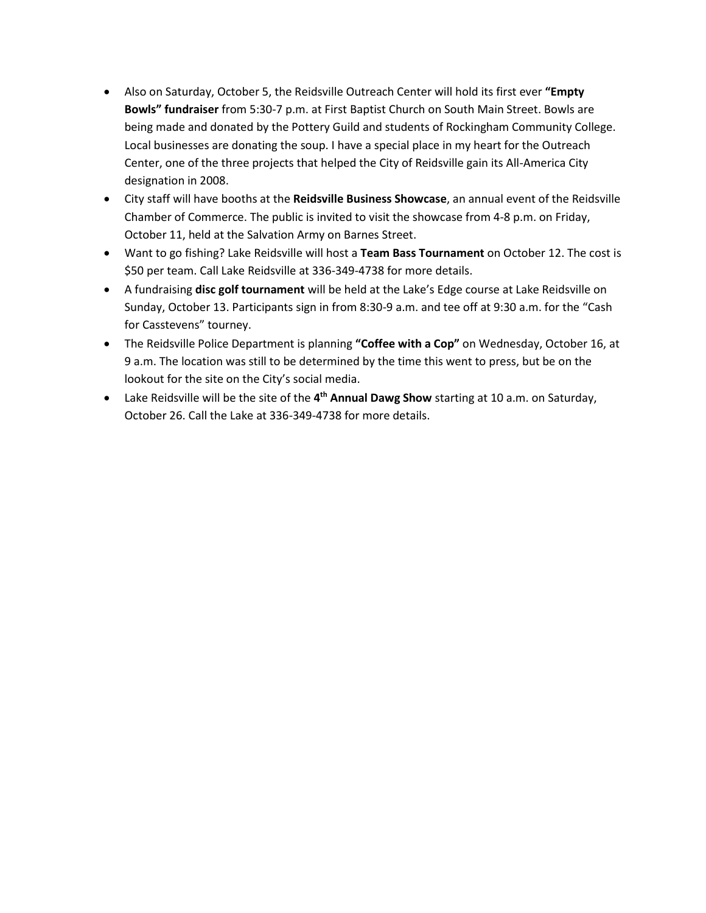- Also on Saturday, October 5, the Reidsville Outreach Center will hold its first ever **"Empty Bowls" fundraiser** from 5:30-7 p.m. at First Baptist Church on South Main Street. Bowls are being made and donated by the Pottery Guild and students of Rockingham Community College. Local businesses are donating the soup. I have a special place in my heart for the Outreach Center, one of the three projects that helped the City of Reidsville gain its All-America City designation in 2008.
- City staff will have booths at the **Reidsville Business Showcase**, an annual event of the Reidsville Chamber of Commerce. The public is invited to visit the showcase from 4-8 p.m. on Friday, October 11, held at the Salvation Army on Barnes Street.
- Want to go fishing? Lake Reidsville will host a **Team Bass Tournament** on October 12. The cost is $50 per team. Call Lake Reidsville at 336-349-4738 for more details.
- A fundraising **disc golf tournament** will be held at the Lake's Edge course at Lake Reidsville on Sunday, October 13. Participants sign in from 8:30-9 a.m. and tee off at 9:30 a.m. for the "Cash for Casstevens" tourney.
- The Reidsville Police Department is planning **"Coffee with a Cop"** on Wednesday, October 16, at 9 a.m. The location was still to be determined by the time this went to press, but be on the lookout for the site on the City's social media.
- Lake Reidsville will be the site of the **4th Annual Dawg Show** starting at 10 a.m. on Saturday, October 26. Call the Lake at 336-349-4738 for more details.